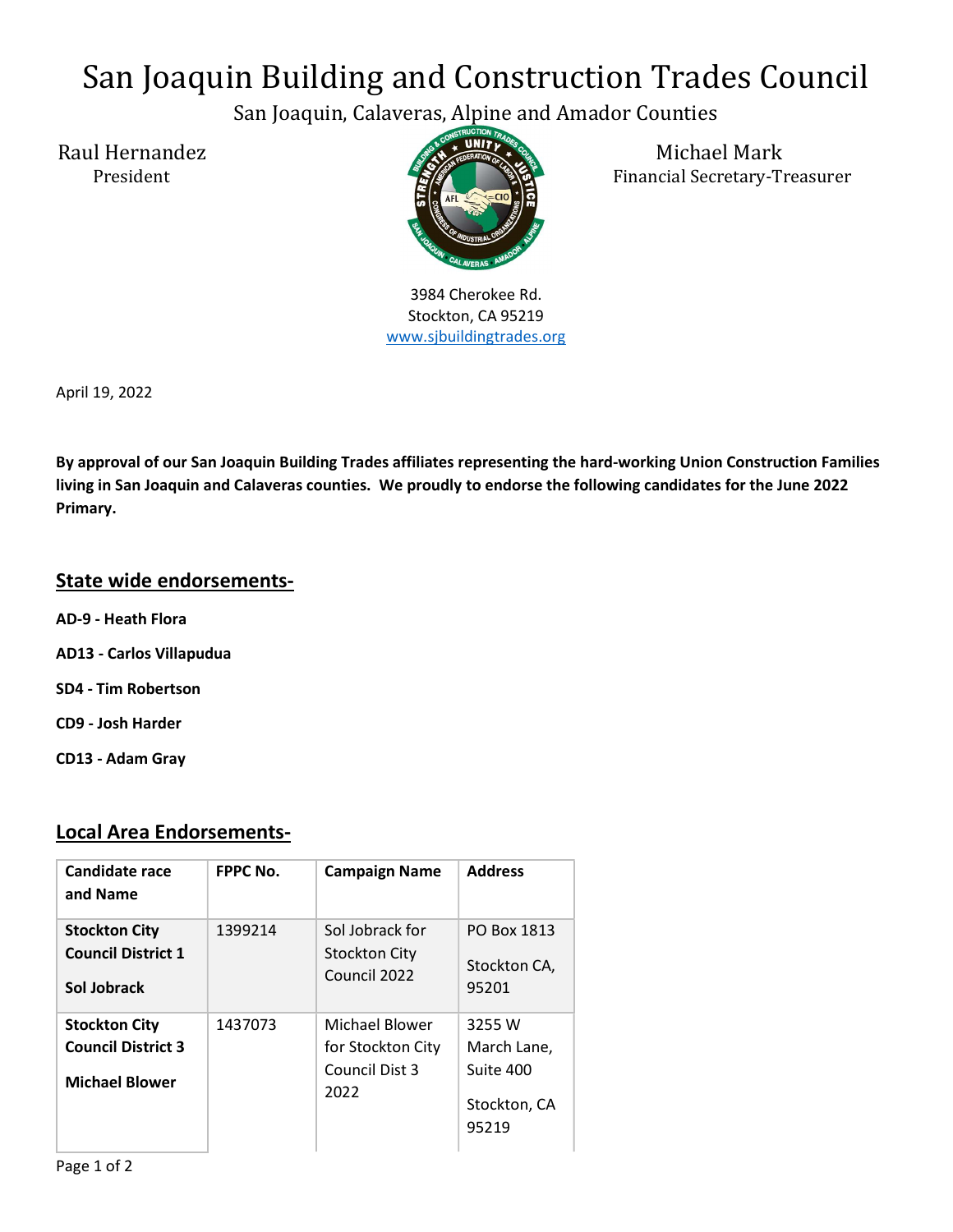# San Joaquin Building and Construction Trades Council

San Joaquin, Calaveras, Alpine and Amador Counties

Raul Hernandez
President

Michael Mark
Financial Secretary-Treasurer

3984 Cherokee Rd.
Stockton, CA 95219
www.sjbuildingtrades.org

April 19, 2022

**By approval of our San Joaquin Building Trades affiliates representing the hard-working Union Construction Families living in San Joaquin and Calaveras counties. We proudly to endorse the following candidates for the June 2022 Primary.**

## State wide endorsements-

**AD-9 - Heath Flora**

**AD13 - Carlos Villapudua**

**SD4 - Tim Robertson**

**CD9 - Josh Harder**

**CD13 - Adam Gray**

## Local Area Endorsements-

| Candidate race and Name | FPPC No. | Campaign Name | Address |
|---|---|---|---|
| **Stockton City Council District 1** **Sol Jobrack** | 1399214 | Sol Jobrack for Stockton City Council 2022 | PO Box 1813 Stockton CA, 95201 |
| **Stockton City Council District 3** **Michael Blower** | 1437073 | Michael Blower for Stockton City Council Dist 3 2022 | 3255 W March Lane, Suite 400 Stockton, CA 95219 |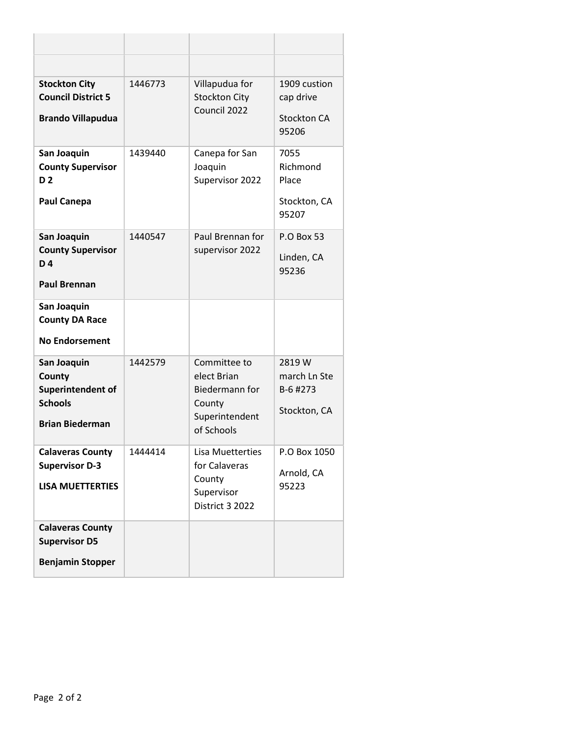| | | | |
|---|---|---|---|
| | | | |
| | | | |
| **Stockton City Council District 5**<br><br>**Brando Villapudua** | 1446773 | Villapudua for Stockton City Council 2022 | 1909 custion cap drive<br><br>Stockton CA 95206 |
| **San Joaquin County Supervisor D 2**<br><br>**Paul Canepa** | 1439440 | Canepa for San Joaquin Supervisor 2022 | 7055 Richmond Place<br><br>Stockton, CA 95207 |
| **San Joaquin County Supervisor D 4**<br><br>**Paul Brennan** | 1440547 | Paul Brennan for supervisor 2022 | P.O Box 53<br><br>Linden, CA 95236 |
| **San Joaquin County DA Race**<br><br>**No Endorsement** | | | |
| **San Joaquin County Superintendent of Schools**<br><br>**Brian Biederman** | 1442579 | Committee to elect Brian Biedermann for County Superintendent of Schools | 2819 W march Ln Ste B-6 #273<br><br>Stockton, CA |
| **Calaveras County Supervisor D-3**<br><br>**LISA MUETTERTIES** | 1444414 | Lisa Muetterties for Calaveras County Supervisor District 3 2022 | P.O Box 1050<br><br>Arnold, CA 95223 |
| **Calaveras County Supervisor D5**<br><br>**Benjamin Stopper** | | | |